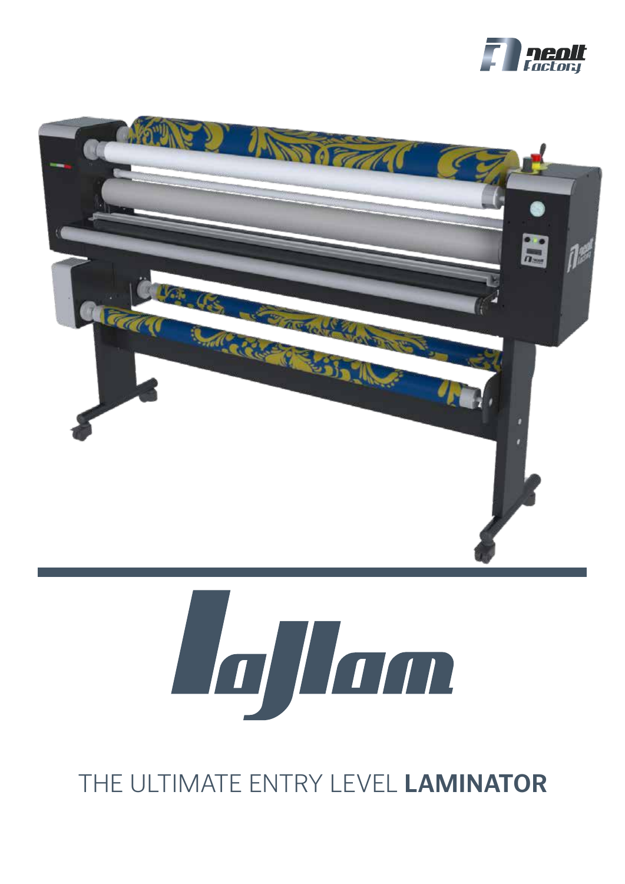# LaJlam

THE ULTIMATE ENTRY LEVEL **LAMINATOR**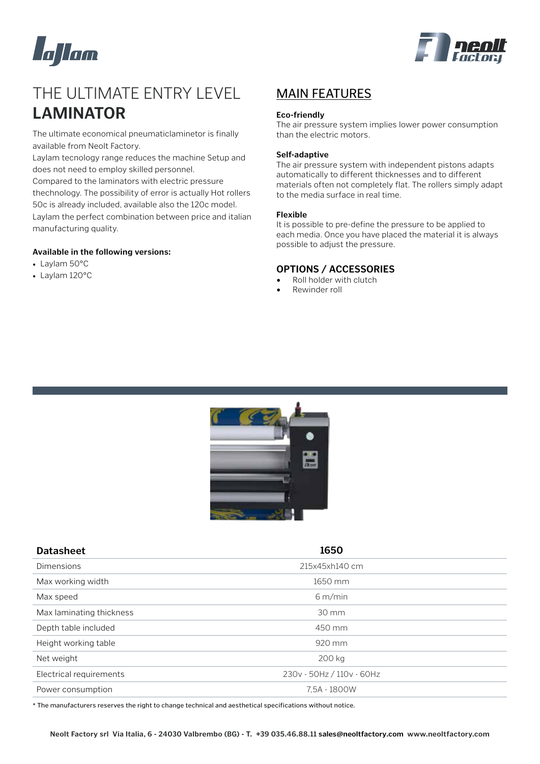# THE ULTIMATE ENTRY LEVEL **LAMINATOR**

The ultimate economical pneumaticlaminetor is finally available from Neolt Factory.
Laylam tecnology range reduces the machine Setup and does not need to employ skilled personnel.
Compared to the laminators with electric pressure thechnology. The possibility of error is actually Hot rollers 50c is already included, available also the 120c model.
Laylam the perfect combination between price and italian manufacturing quality.

**Available in the following versions:**

- Laylam 50°C
- Laylam 120°C

## MAIN FEATURES

**Eco-friendly**
The air pressure system implies lower power consumption than the electric motors.

**Self-adaptive**
The air pressure system with independent pistons adapts automatically to different thicknesses and to different materials often not completely flat. The rollers simply adapt to the media surface in real time.

**Flexible**
It is possible to pre-define the pressure to be applied to each media. Once you have placed the material it is always possible to adjust the pressure.

## OPTIONS / ACCESSORIES

- Roll holder with clutch
- Rewinder roll

| Datasheet | 1650 |
|---|---|
| Dimensions | 215x45xh140 cm |
| Max working width | 1650 mm |
| Max speed | 6 m/min |
| Max laminating thickness | 30 mm |
| Depth table included | 450 mm |
| Height working table | 920 mm |
| Net weight | 200 kg |
| Electrical requirements | 230v - 50Hz / 110v - 60Hz |
| Power consumption | 7,5A - 1800W |

* The manufacturers reserves the right to change technical and aesthetical specifications without notice.

**Neolt Factory srl Via Italia, 6 - 24030 Valbrembo (BG) - T. +39 035.46.88.11 sales@neoltfactory.com www.neoltfactory.com**